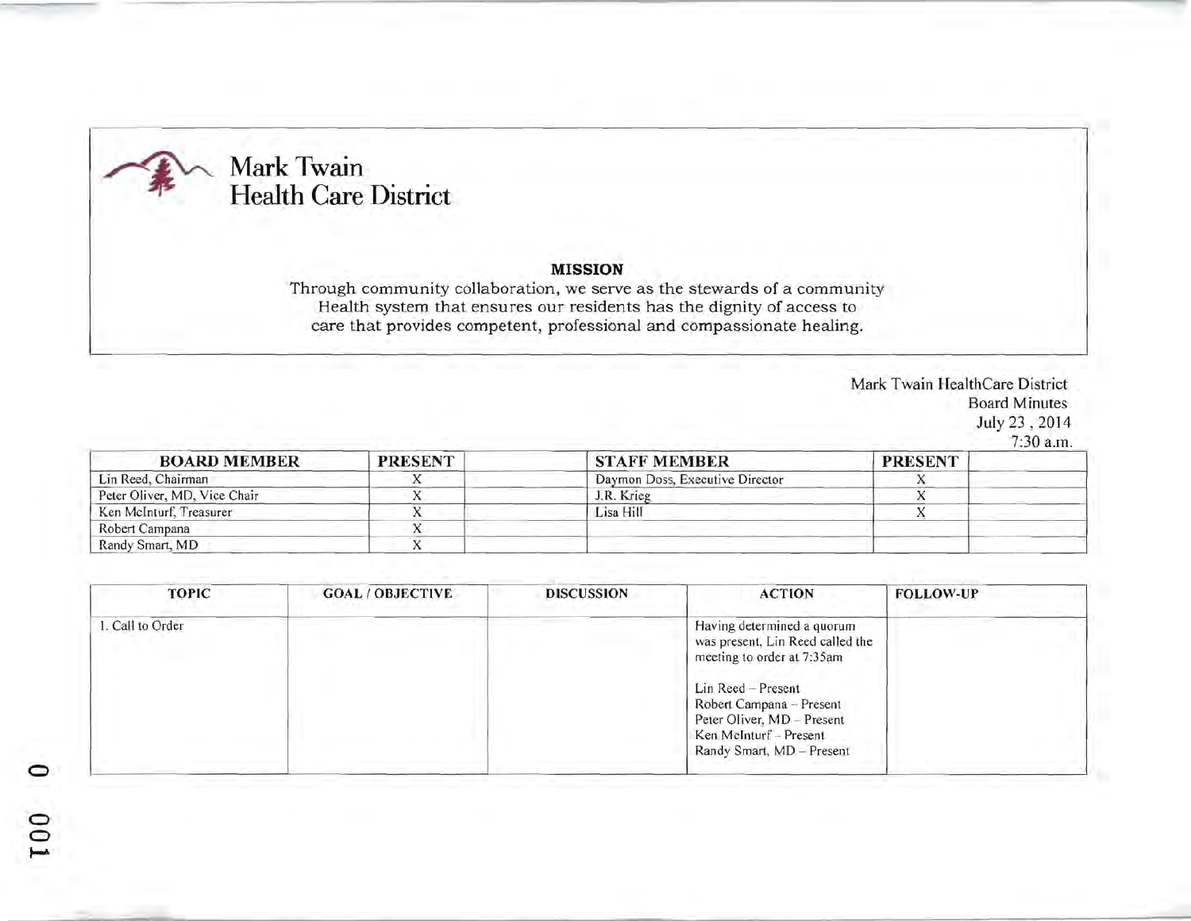# Mark Twain Health Care District

**MISSION**

Through community collaboration, we serve as the stewards of a community Health system that ensures our residents has the dignity of access to care that provides competent, professional and compassionate healing.

Mark Twain HealthCare District
Board Minutes
July 23 , 2014
7:30 a.m.

| BOARD MEMBER | PRESENT | | STAFF MEMBER | PRESENT | |
|---|---|---|---|---|---|
| Lin Reed, Chairman | X | | Daymon Doss, Executive Director | X | |
| Peter Oliver, MD, Vice Chair | X | | J.R. Krieg | X | |
| Ken McInturf, Treasurer | X | | Lisa Hill | X | |
| Robert Campana | X | | | | |
| Randy Smart, MD | X | | | | |

| TOPIC | GOAL / OBJECTIVE | DISCUSSION | ACTION | FOLLOW-UP |
|---|---|---|---|---|
| 1. Call to Order | | | Having determined a quorum was present, Lin Reed called the meeting to order at 7:35am<br><br>Lin Reed – Present<br>Robert Campana – Present<br>Peter Oliver, MD – Present<br>Ken McInturf – Present<br>Randy Smart, MD – Present | |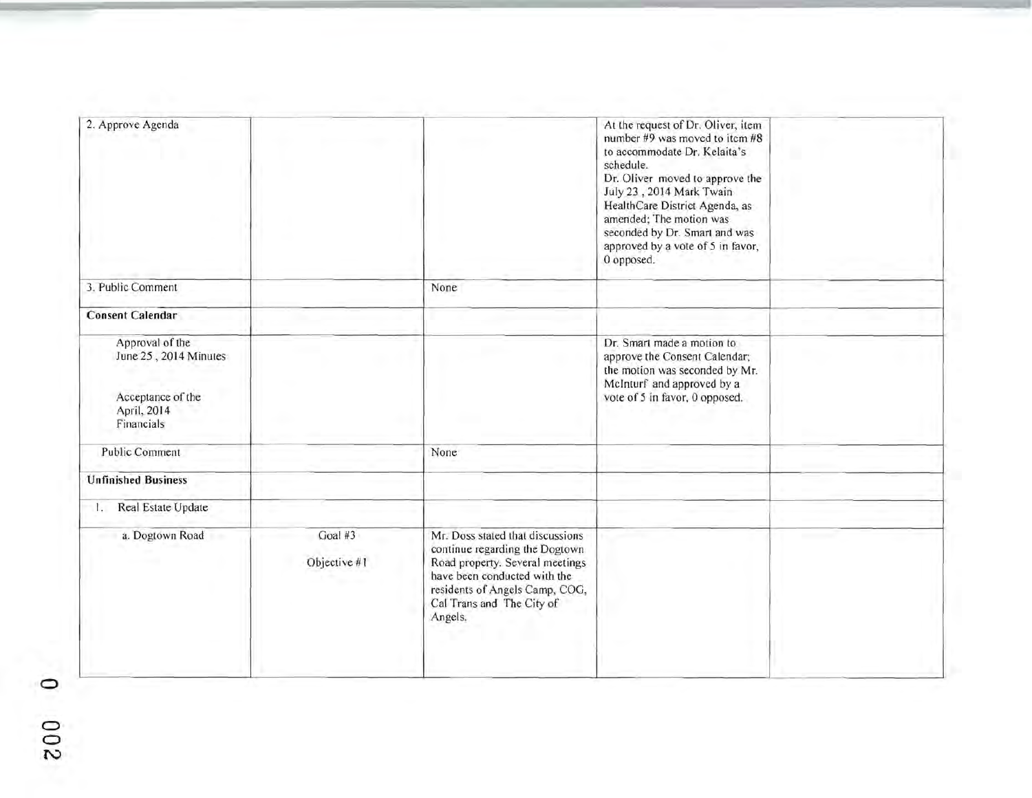| 2. Approve Agenda | | | At the request of Dr. Oliver, item number #9 was moved to item #8 to accommodate Dr. Kelaita's schedule.<br>Dr. Oliver moved to approve the July 23 , 2014 Mark Twain HealthCare District Agenda, as amended; The motion was seconded by Dr. Smart and was approved by a vote of 5 in favor, 0 opposed. | |
|---|---|---|---|---|
| 3. Public Comment | | None | | |
| **Consent Calendar** | | | | |
| Approval of the June 25 , 2014 Minutes<br><br>Acceptance of the April, 2014 Financials | | | Dr. Smart made a motion to approve the Consent Calendar; the motion was seconded by Mr. McInturf and approved by a vote of 5 in favor, 0 opposed. | |
| Public Comment | | None | | |
| **Unfinished Business** | | | | |
| 1. Real Estate Update | | | | |
| a. Dogtown Road | Goal #3<br><br>Objective #1 | Mr. Doss stated that discussions continue regarding the Dogtown Road property. Several meetings have been conducted with the residents of Angels Camp, COG, Cal Trans and The City of Angels. | | |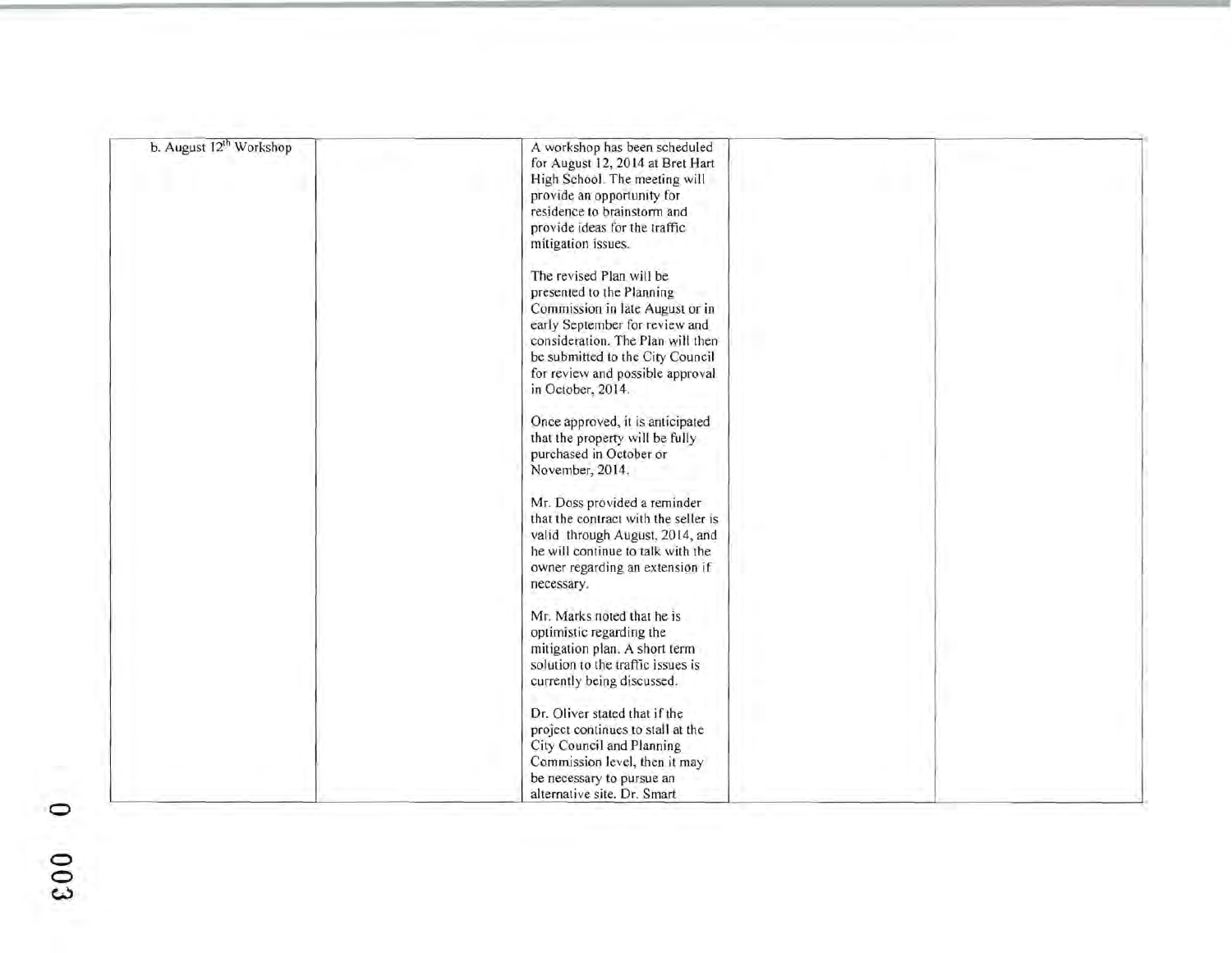| | | | | |
|---|---|---|---|---|
| b. August 12th Workshop | | A workshop has been scheduled for August 12, 2014 at Bret Hart High School. The meeting will provide an opportunity for residence to brainstorm and provide ideas for the traffic mitigation issues.<br><br>The revised Plan will be presented to the Planning Commission in late August or in early September for review and consideration. The Plan will then be submitted to the City Council for review and possible approval in October, 2014.<br><br>Once approved, it is anticipated that the property will be fully purchased in October or November, 2014.<br><br>Mr. Doss provided a reminder that the contract with the seller is valid through August, 2014, and he will continue to talk with the owner regarding an extension if necessary.<br><br>Mr. Marks noted that he is optimistic regarding the mitigation plan. A short term solution to the traffic issues is currently being discussed.<br><br>Dr. Oliver stated that if the project continues to stall at the City Council and Planning Commission level, then it may be necessary to pursue an alternative site. Dr. Smart | | |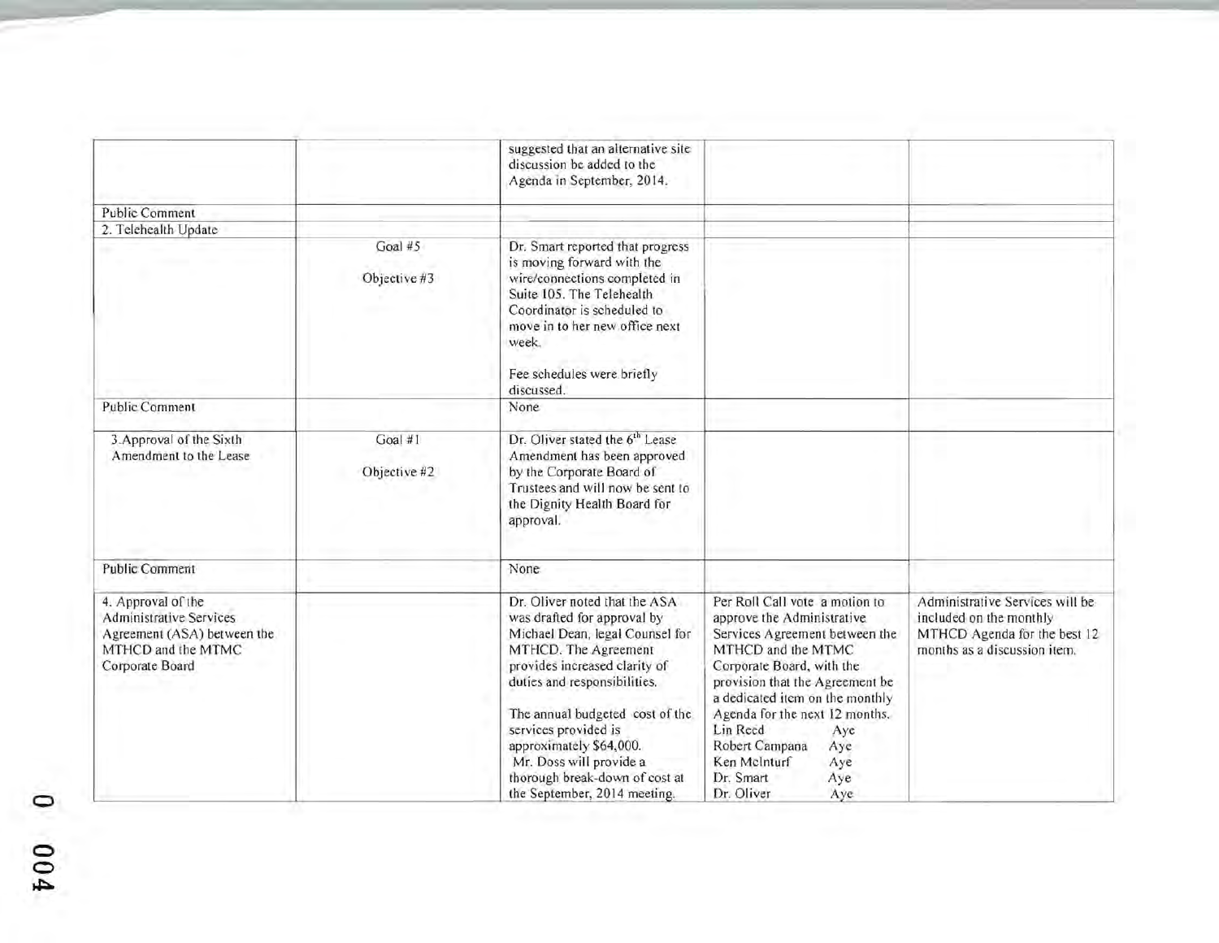| | | | | |
|---|---|---|---|---|
| | | suggested that an alternative site discussion be added to the Agenda in September, 2014. | | |
| Public Comment | | | | |
| 2. Telehealth Update | | | | |
| | Goal #5<br><br>Objective #3 | Dr. Smart reported that progress is moving forward with the wire/connections completed in Suite 105. The Telehealth Coordinator is scheduled to move in to her new office next week.<br><br>Fee schedules were briefly discussed. | | |
| Public Comment | | None | | |
| 3.Approval of the Sixth Amendment to the Lease | Goal #1<br><br>Objective #2 | Dr. Oliver stated the 6th Lease Amendment has been approved by the Corporate Board of Trustees and will now be sent to the Dignity Health Board for approval. | | |
| Public Comment | | None | | |
| 4. Approval of the Administrative Services Agreement (ASA) between the MTHCD and the MTMC Corporate Board | | Dr. Oliver noted that the ASA was drafted for approval by Michael Dean, legal Counsel for MTHCD. The Agreement provides increased clarity of duties and responsibilities.<br><br>The annual budgeted cost of the services provided is approximately $64,000.<br>Mr. Doss will provide a thorough break-down of cost at the September, 2014 meeting. | Per Roll Call vote a motion to approve the Administrative Services Agreement between the MTHCD and the MTMC Corporate Board, with the provision that the Agreement be a dedicated item on the monthly Agenda for the next 12 months.<br>Lin Reed Aye<br>Robert Campana Aye<br>Ken McInturf Aye<br>Dr. Smart Aye<br>Dr. Oliver Aye | Administrative Services will be included on the monthly MTHCD Agenda for the best 12 months as a discussion item. |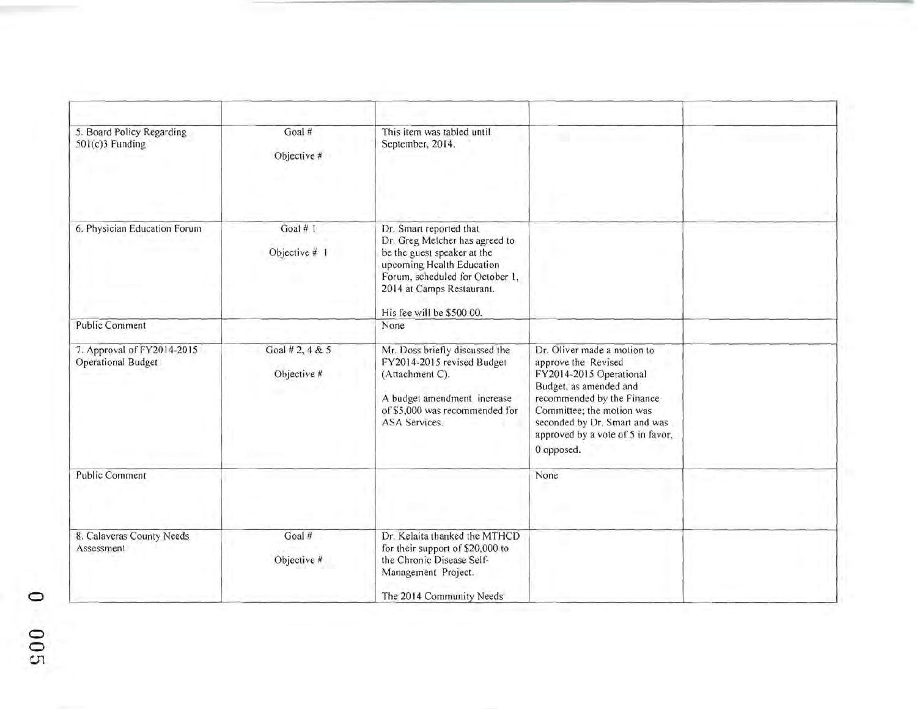| | | | | |
|---|---|---|---|---|
| 5. Board Policy Regarding 501(c)3 Funding | Goal # <br><br> Objective # | This item was tabled until September, 2014. | | |
| 6. Physician Education Forum | Goal # 1 <br><br> Objective # 1 | Dr. Smart reported that Dr. Greg Melcher has agreed to be the guest speaker at the upcoming Health Education Forum, scheduled for October 1, 2014 at Camps Restaurant. <br><br> His fee will be $500.00. | | |
| Public Comment | | None | | |
| 7. Approval of FY2014-2015 Operational Budget | Goal # 2, 4 & 5 <br><br> Objective # | Mr. Doss briefly discussed the FY2014-2015 revised Budget (Attachment C). <br><br> A budget amendment increase of $5,000 was recommended for ASA Services. | Dr. Oliver made a motion to approve the Revised FY2014-2015 Operational Budget, as amended and recommended by the Finance Committee; the motion was seconded by Dr. Smart and was approved by a vote of 5 in favor, 0 opposed. | |
| Public Comment | | | None | |
| 8. Calaveras County Needs Assessment | Goal # <br><br> Objective # | Dr. Kelaita thanked the MTHCD for their support of $20,000 to the Chronic Disease Self-Management Project. <br><br> The 2014 Community Needs | | |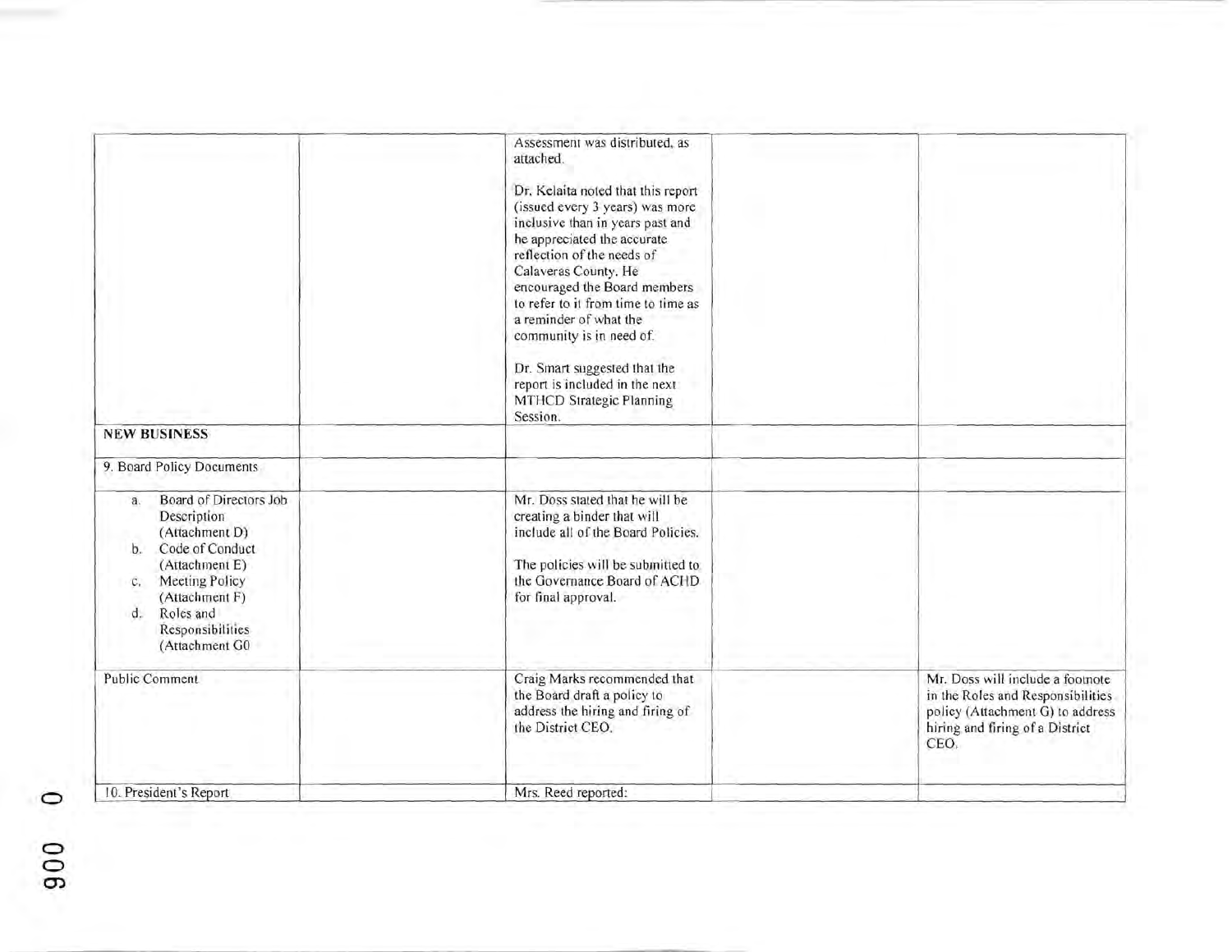| | | | | |
|---|---|---|---|---|
| | | Assessment was distributed, as attached.<br><br>Dr. Kelaita noted that this report (issued every 3 years) was more inclusive than in years past and he appreciated the accurate reflection of the needs of Calaveras County. He encouraged the Board members to refer to it from time to time as a reminder of what the community is in need of.<br><br>Dr. Smart suggested that the report is included in the next MTHCD Strategic Planning Session. | | |
| **NEW BUSINESS** | | | | |
| 9. Board Policy Documents | | | | |
| a. Board of Directors Job Description (Attachment D)<br>b. Code of Conduct (Attachment E)<br>c. Meeting Policy (Attachment F)<br>d. Roles and Responsibilities (Attachment G0 | | Mr. Doss stated that he will be creating a binder that will include all of the Board Policies.<br><br>The policies will be submitted to the Governance Board of ACHD for final approval. | | |
| Public Comment | | Craig Marks recommended that the Board draft a policy to address the hiring and firing of the District CEO. | | Mr. Doss will include a footnote in the Roles and Responsibilities policy (Attachment G) to address hiring and firing of a District CEO. |
| 10. President's Report | | Mrs. Reed reported: | | |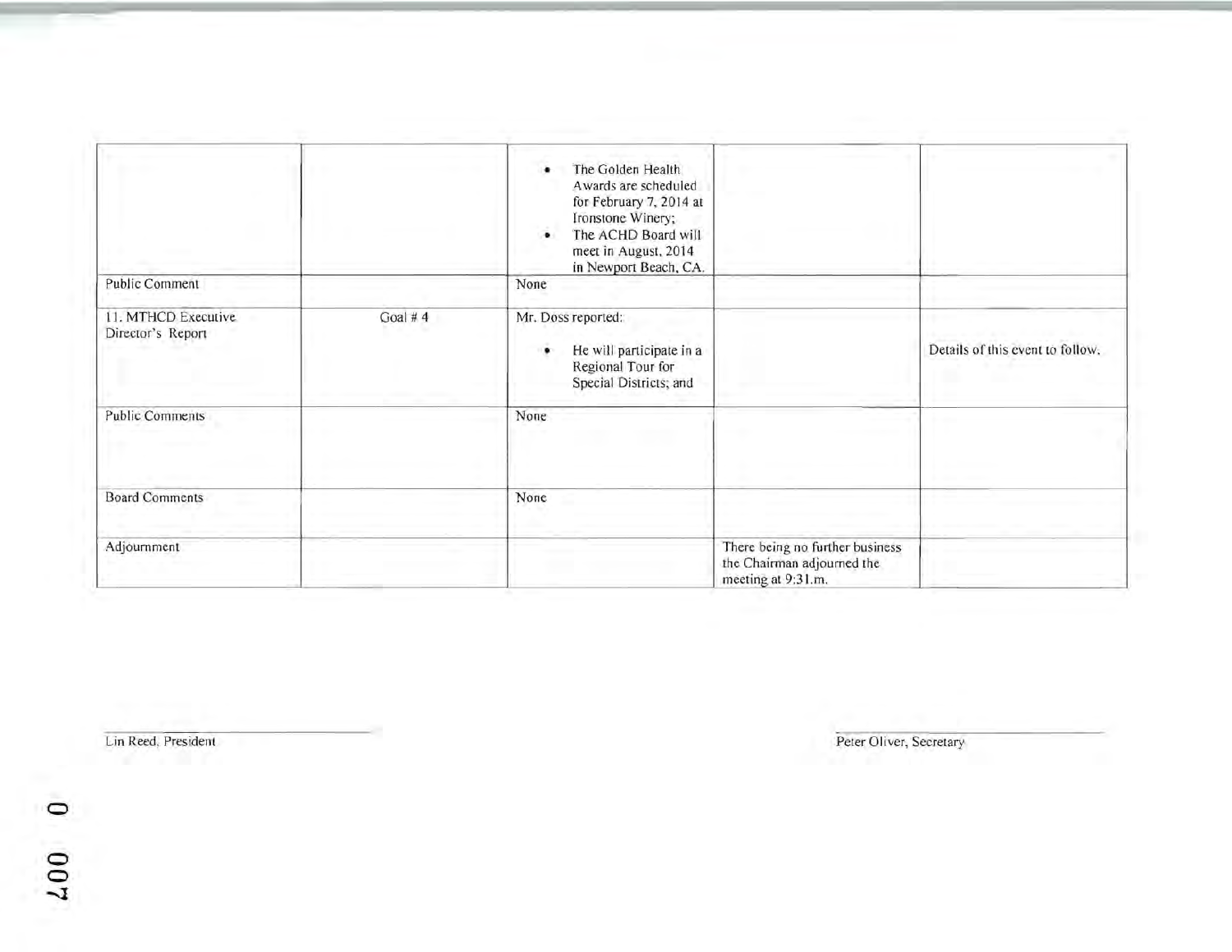| | | | | |
|---|---|---|---|---|
| | | • The Golden Health Awards are scheduled for February 7, 2014 at Ironstone Winery; • The ACHD Board will meet in August, 2014 in Newport Beach, CA. | | |
| Public Comment | | None | | |
| 11. MTHCD Executive Director's Report | Goal # 4 | Mr. Doss reported: • He will participate in a Regional Tour for Special Districts; and | | Details of this event to follow. |
| Public Comments | | None | | |
| Board Comments | | None | | |
| Adjournment | | | There being no further business the Chairman adjourned the meeting at 9:31.m. | |

Lin Reed, President

Peter Oliver, Secretary